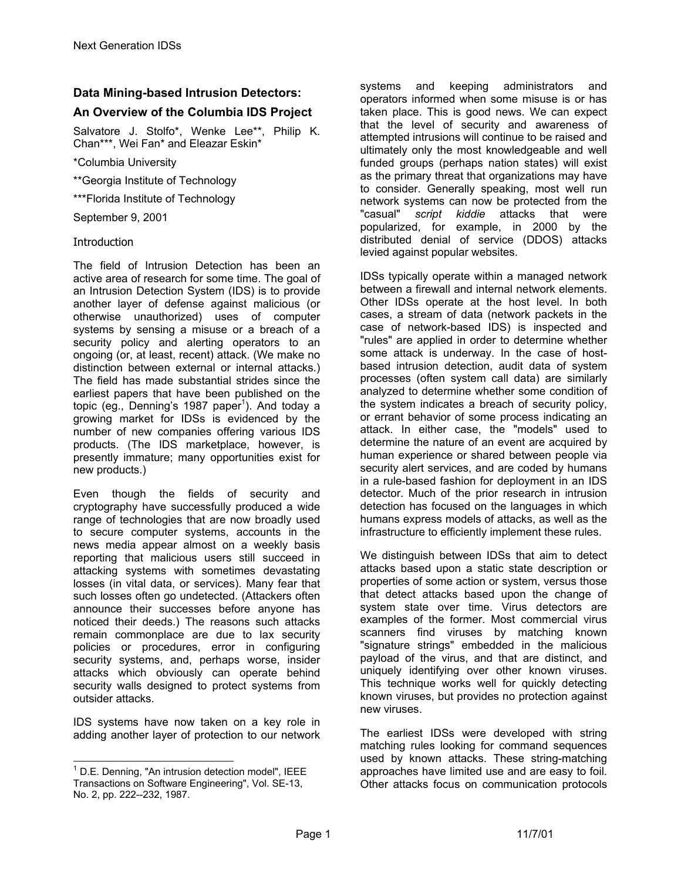## Data Mining-based Intrusion Detectors: An Overview of the Columbia IDS Project

Salvatore J. Stolfo*, Wenke Lee**, Philip K. Chan***, Wei Fan* and Eleazar Eskin*

*Columbia University

**Georgia Institute of Technology

***Florida Institute of Technology

September 9, 2001

### Introduction

The field of Intrusion Detection has been an active area of research for some time. The goal of an Intrusion Detection System (IDS) is to provide another layer of defense against malicious (or otherwise unauthorized) uses of computer systems by sensing a misuse or a breach of a security policy and alerting operators to an ongoing (or, at least, recent) attack. (We make no distinction between external or internal attacks.) The field has made substantial strides since the earliest papers that have been published on the topic (eg., Denning's 1987 paper[1]). And today a growing market for IDSs is evidenced by the number of new companies offering various IDS products. (The IDS marketplace, however, is presently immature; many opportunities exist for new products.)

Even though the fields of security and cryptography have successfully produced a wide range of technologies that are now broadly used to secure computer systems, accounts in the news media appear almost on a weekly basis reporting that malicious users still succeed in attacking systems with sometimes devastating losses (in vital data, or services). Many fear that such losses often go undetected. (Attackers often announce their successes before anyone has noticed their deeds.) The reasons such attacks remain commonplace are due to lax security policies or procedures, error in configuring security systems, and, perhaps worse, insider attacks which obviously can operate behind security walls designed to protect systems from outsider attacks.

IDS systems have now taken on a key role in adding another layer of protection to our network systems and keeping administrators and operators informed when some misuse is or has taken place. This is good news. We can expect that the level of security and awareness of attempted intrusions will continue to be raised and ultimately only the most knowledgeable and well funded groups (perhaps nation states) will exist as the primary threat that organizations may have to consider. Generally speaking, most well run network systems can now be protected from the "casual" *script kiddie* attacks that were popularized, for example, in 2000 by the distributed denial of service (DDOS) attacks levied against popular websites.

IDSs typically operate within a managed network between a firewall and internal network elements. Other IDSs operate at the host level. In both cases, a stream of data (network packets in the case of network-based IDS) is inspected and "rules" are applied in order to determine whether some attack is underway. In the case of host-based intrusion detection, audit data of system processes (often system call data) are similarly analyzed to determine whether some condition of the system indicates a breach of security policy, or errant behavior of some process indicating an attack. In either case, the "models" used to determine the nature of an event are acquired by human experience or shared between people via security alert services, and are coded by humans in a rule-based fashion for deployment in an IDS detector. Much of the prior research in intrusion detection has focused on the languages in which humans express models of attacks, as well as the infrastructure to efficiently implement these rules.

We distinguish between IDSs that aim to detect attacks based upon a static state description or properties of some action or system, versus those that detect attacks based upon the change of system state over time. Virus detectors are examples of the former. Most commercial virus scanners find viruses by matching known "signature strings" embedded in the malicious payload of the virus, and that are distinct, and uniquely identifying over other known viruses. This technique works well for quickly detecting known viruses, but provides no protection against new viruses.

The earliest IDSs were developed with string matching rules looking for command sequences used by known attacks. These string-matching approaches have limited use and are easy to foil. Other attacks focus on communication protocols

[1] D.E. Denning, "An intrusion detection model", IEEE Transactions on Software Engineering", Vol. SE-13, No. 2, pp. 222--232, 1987.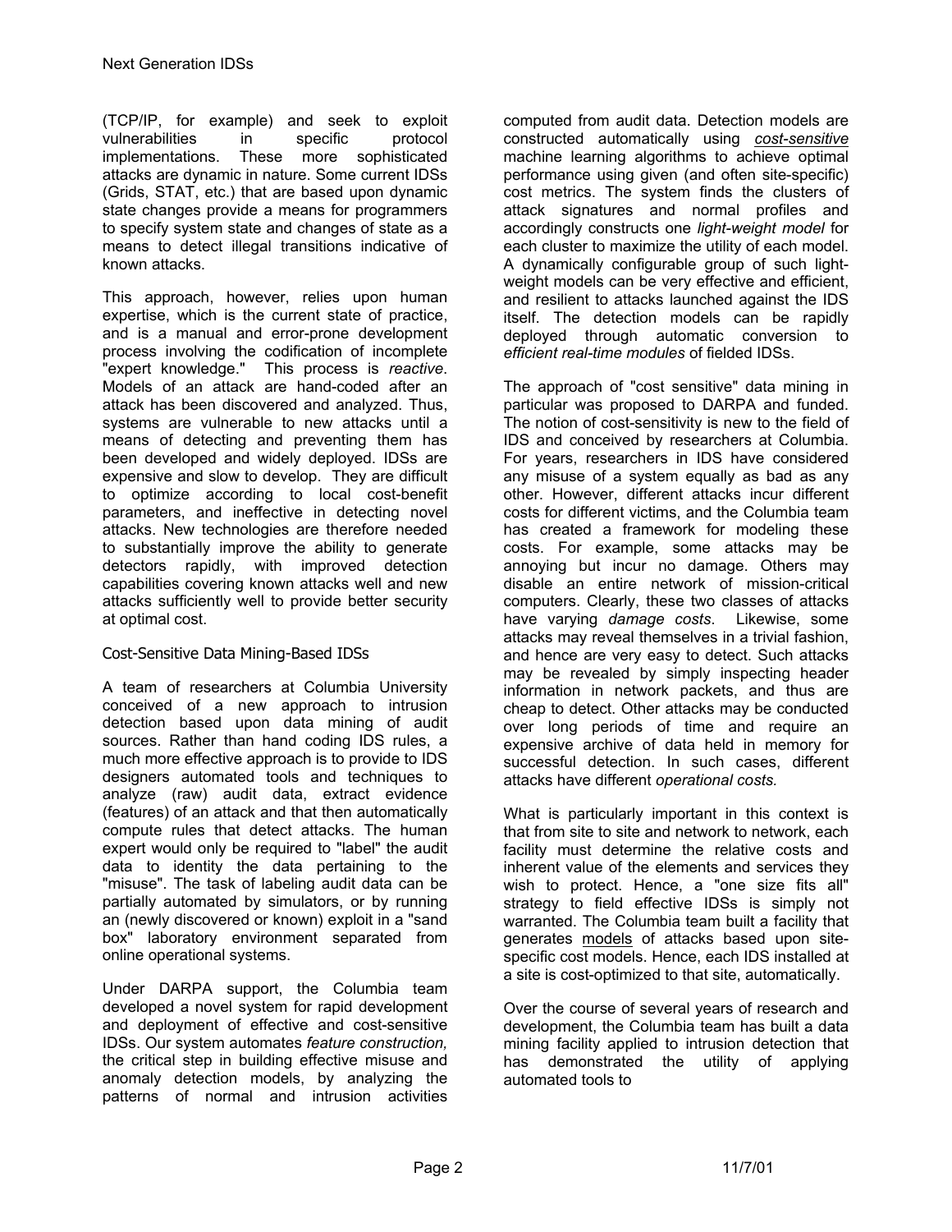(TCP/IP, for example) and seek to exploit vulnerabilities in specific protocol implementations. These more sophisticated attacks are dynamic in nature. Some current IDSs (Grids, STAT, etc.) that are based upon dynamic state changes provide a means for programmers to specify system state and changes of state as a means to detect illegal transitions indicative of known attacks.

This approach, however, relies upon human expertise, which is the current state of practice, and is a manual and error-prone development process involving the codification of incomplete "expert knowledge." This process is *reactive*. Models of an attack are hand-coded after an attack has been discovered and analyzed. Thus, systems are vulnerable to new attacks until a means of detecting and preventing them has been developed and widely deployed. IDSs are expensive and slow to develop. They are difficult to optimize according to local cost-benefit parameters, and ineffective in detecting novel attacks. New technologies are therefore needed to substantially improve the ability to generate detectors rapidly, with improved detection capabilities covering known attacks well and new attacks sufficiently well to provide better security at optimal cost.

## Cost-Sensitive Data Mining-Based IDSs

A team of researchers at Columbia University conceived of a new approach to intrusion detection based upon data mining of audit sources. Rather than hand coding IDS rules, a much more effective approach is to provide to IDS designers automated tools and techniques to analyze (raw) audit data, extract evidence (features) of an attack and that then automatically compute rules that detect attacks. The human expert would only be required to "label" the audit data to identity the data pertaining to the "misuse". The task of labeling audit data can be partially automated by simulators, or by running an (newly discovered or known) exploit in a "sand box" laboratory environment separated from online operational systems.

Under DARPA support, the Columbia team developed a novel system for rapid development and deployment of effective and cost-sensitive IDSs. Our system automates *feature construction,* the critical step in building effective misuse and anomaly detection models, by analyzing the patterns of normal and intrusion activities computed from audit data. Detection models are constructed automatically using *cost-sensitive* machine learning algorithms to achieve optimal performance using given (and often site-specific) cost metrics. The system finds the clusters of attack signatures and normal profiles and accordingly constructs one *light-weight model* for each cluster to maximize the utility of each model. A dynamically configurable group of such light-weight models can be very effective and efficient, and resilient to attacks launched against the IDS itself. The detection models can be rapidly deployed through automatic conversion to *efficient real-time modules* of fielded IDSs.

The approach of "cost sensitive" data mining in particular was proposed to DARPA and funded. The notion of cost-sensitivity is new to the field of IDS and conceived by researchers at Columbia. For years, researchers in IDS have considered any misuse of a system equally as bad as any other. However, different attacks incur different costs for different victims, and the Columbia team has created a framework for modeling these costs. For example, some attacks may be annoying but incur no damage. Others may disable an entire network of mission-critical computers. Clearly, these two classes of attacks have varying *damage costs*. Likewise, some attacks may reveal themselves in a trivial fashion, and hence are very easy to detect. Such attacks may be revealed by simply inspecting header information in network packets, and thus are cheap to detect. Other attacks may be conducted over long periods of time and require an expensive archive of data held in memory for successful detection. In such cases, different attacks have different *operational costs.*

What is particularly important in this context is that from site to site and network to network, each facility must determine the relative costs and inherent value of the elements and services they wish to protect. Hence, a "one size fits all" strategy to field effective IDSs is simply not warranted. The Columbia team built a facility that generates models of attacks based upon site-specific cost models. Hence, each IDS installed at a site is cost-optimized to that site, automatically.

Over the course of several years of research and development, the Columbia team has built a data mining facility applied to intrusion detection that has demonstrated the utility of applying automated tools to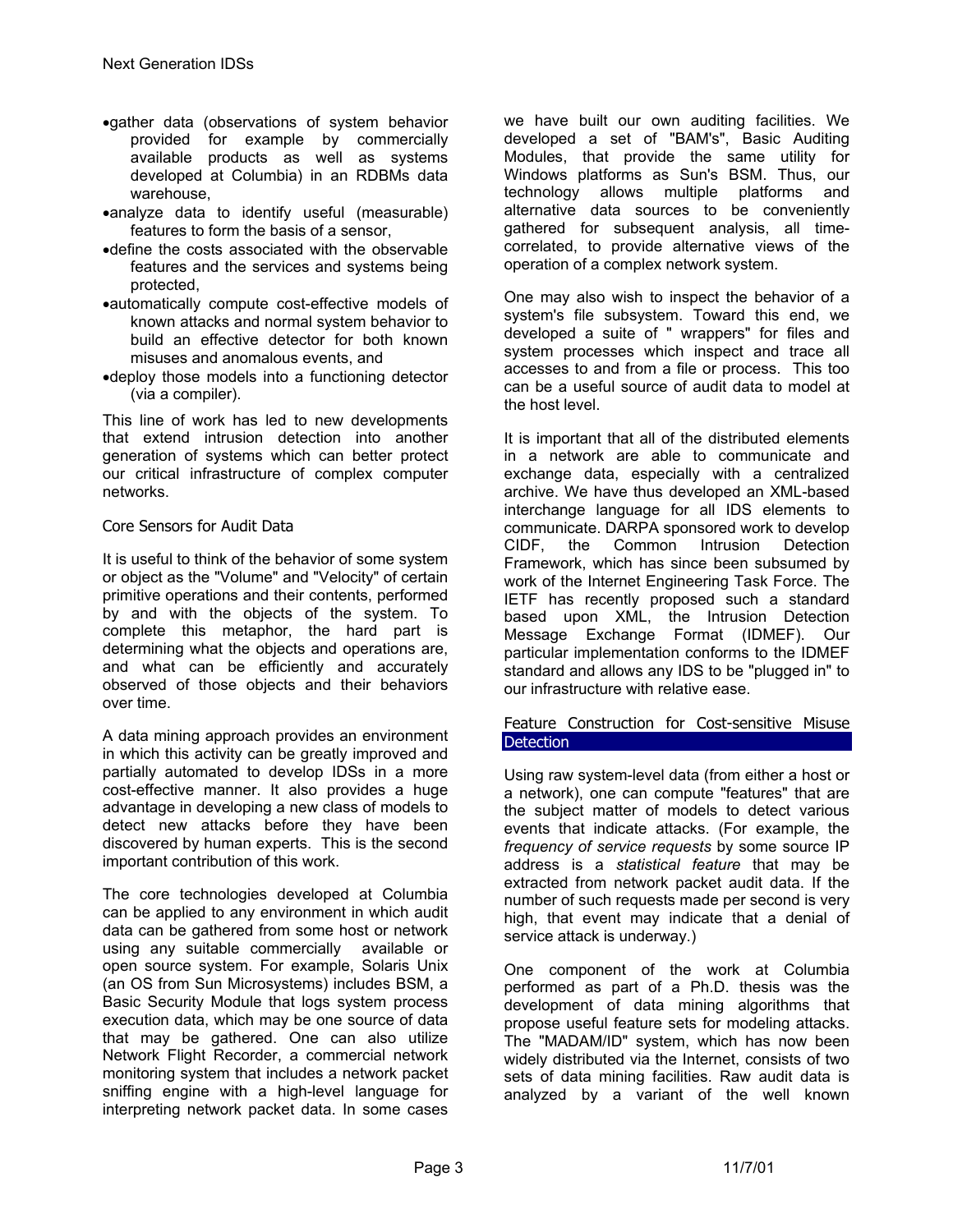- gather data (observations of system behavior provided for example by commercially available products as well as systems developed at Columbia) in an RDBMs data warehouse,
- analyze data to identify useful (measurable) features to form the basis of a sensor,
- define the costs associated with the observable features and the services and systems being protected,
- automatically compute cost-effective models of known attacks and normal system behavior to build an effective detector for both known misuses and anomalous events, and
- deploy those models into a functioning detector (via a compiler).

This line of work has led to new developments that extend intrusion detection into another generation of systems which can better protect our critical infrastructure of complex computer networks.

## Core Sensors for Audit Data

It is useful to think of the behavior of some system or object as the "Volume" and "Velocity" of certain primitive operations and their contents, performed by and with the objects of the system. To complete this metaphor, the hard part is determining what the objects and operations are, and what can be efficiently and accurately observed of those objects and their behaviors over time.

A data mining approach provides an environment in which this activity can be greatly improved and partially automated to develop IDSs in a more cost-effective manner. It also provides a huge advantage in developing a new class of models to detect new attacks before they have been discovered by human experts. This is the second important contribution of this work.

The core technologies developed at Columbia can be applied to any environment in which audit data can be gathered from some host or network using any suitable commercially available or open source system. For example, Solaris Unix (an OS from Sun Microsystems) includes BSM, a Basic Security Module that logs system process execution data, which may be one source of data that may be gathered. One can also utilize Network Flight Recorder, a commercial network monitoring system that includes a network packet sniffing engine with a high-level language for interpreting network packet data. In some cases we have built our own auditing facilities. We developed a set of "BAM's", Basic Auditing Modules, that provide the same utility for Windows platforms as Sun's BSM. Thus, our technology allows multiple platforms and alternative data sources to be conveniently gathered for subsequent analysis, all time-correlated, to provide alternative views of the operation of a complex network system.

One may also wish to inspect the behavior of a system's file subsystem. Toward this end, we developed a suite of " wrappers" for files and system processes which inspect and trace all accesses to and from a file or process. This too can be a useful source of audit data to model at the host level.

It is important that all of the distributed elements in a network are able to communicate and exchange data, especially with a centralized archive. We have thus developed an XML-based interchange language for all IDS elements to communicate. DARPA sponsored work to develop CIDF, the Common Intrusion Detection Framework, which has since been subsumed by work of the Internet Engineering Task Force. The IETF has recently proposed such a standard based upon XML, the Intrusion Detection Message Exchange Format (IDMEF). Our particular implementation conforms to the IDMEF standard and allows any IDS to be "plugged in" to our infrastructure with relative ease.

## Feature Construction for Cost-sensitive Misuse Detection

Using raw system-level data (from either a host or a network), one can compute "features" that are the subject matter of models to detect various events that indicate attacks. (For example, the *frequency of service requests* by some source IP address is a *statistical feature* that may be extracted from network packet audit data. If the number of such requests made per second is very high, that event may indicate that a denial of service attack is underway.)

One component of the work at Columbia performed as part of a Ph.D. thesis was the development of data mining algorithms that propose useful feature sets for modeling attacks. The "MADAM/ID" system, which has now been widely distributed via the Internet, consists of two sets of data mining facilities. Raw audit data is analyzed by a variant of the well known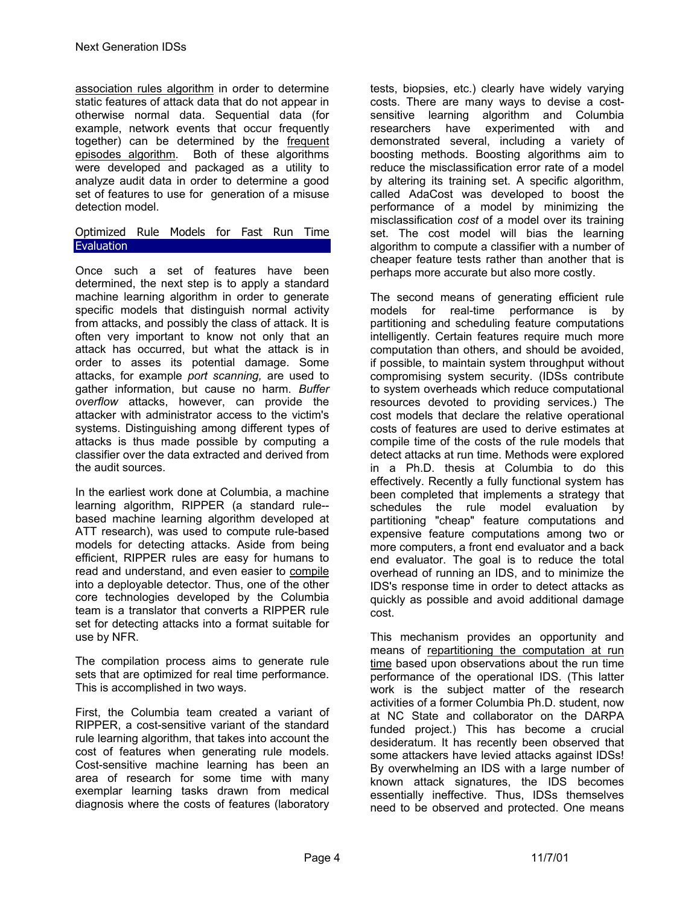association rules algorithm in order to determine static features of attack data that do not appear in otherwise normal data. Sequential data (for example, network events that occur frequently together) can be determined by the frequent episodes algorithm. Both of these algorithms were developed and packaged as a utility to analyze audit data in order to determine a good set of features to use for generation of a misuse detection model.

### Optimized Rule Models for Fast Run Time Evaluation

Once such a set of features have been determined, the next step is to apply a standard machine learning algorithm in order to generate specific models that distinguish normal activity from attacks, and possibly the class of attack. It is often very important to know not only that an attack has occurred, but what the attack is in order to asses its potential damage. Some attacks, for example *port scanning,* are used to gather information, but cause no harm. *Buffer overflow* attacks, however, can provide the attacker with administrator access to the victim's systems. Distinguishing among different types of attacks is thus made possible by computing a classifier over the data extracted and derived from the audit sources.

In the earliest work done at Columbia, a machine learning algorithm, RIPPER (a standard rule--based machine learning algorithm developed at ATT research), was used to compute rule-based models for detecting attacks. Aside from being efficient, RIPPER rules are easy for humans to read and understand, and even easier to compile into a deployable detector. Thus, one of the other core technologies developed by the Columbia team is a translator that converts a RIPPER rule set for detecting attacks into a format suitable for use by NFR.

The compilation process aims to generate rule sets that are optimized for real time performance. This is accomplished in two ways.

First, the Columbia team created a variant of RIPPER, a cost-sensitive variant of the standard rule learning algorithm, that takes into account the cost of features when generating rule models. Cost-sensitive machine learning has been an area of research for some time with many exemplar learning tasks drawn from medical diagnosis where the costs of features (laboratory tests, biopsies, etc.) clearly have widely varying costs. There are many ways to devise a cost-sensitive learning algorithm and Columbia researchers have experimented with and demonstrated several, including a variety of boosting methods. Boosting algorithms aim to reduce the misclassification error rate of a model by altering its training set. A specific algorithm, called AdaCost was developed to boost the performance of a model by minimizing the misclassification *cost* of a model over its training set. The cost model will bias the learning algorithm to compute a classifier with a number of cheaper feature tests rather than another that is perhaps more accurate but also more costly.

The second means of generating efficient rule models for real-time performance is by partitioning and scheduling feature computations intelligently. Certain features require much more computation than others, and should be avoided, if possible, to maintain system throughput without compromising system security. (IDSs contribute to system overheads which reduce computational resources devoted to providing services.) The cost models that declare the relative operational costs of features are used to derive estimates at compile time of the costs of the rule models that detect attacks at run time. Methods were explored in a Ph.D. thesis at Columbia to do this effectively. Recently a fully functional system has been completed that implements a strategy that schedules the rule model evaluation by partitioning "cheap" feature computations and expensive feature computations among two or more computers, a front end evaluator and a back end evaluator. The goal is to reduce the total overhead of running an IDS, and to minimize the IDS's response time in order to detect attacks as quickly as possible and avoid additional damage cost.

This mechanism provides an opportunity and means of repartitioning the computation at run time based upon observations about the run time performance of the operational IDS. (This latter work is the subject matter of the research activities of a former Columbia Ph.D. student, now at NC State and collaborator on the DARPA funded project.) This has become a crucial desideratum. It has recently been observed that some attackers have levied attacks against IDSs! By overwhelming an IDS with a large number of known attack signatures, the IDS becomes essentially ineffective. Thus, IDSs themselves need to be observed and protected. One means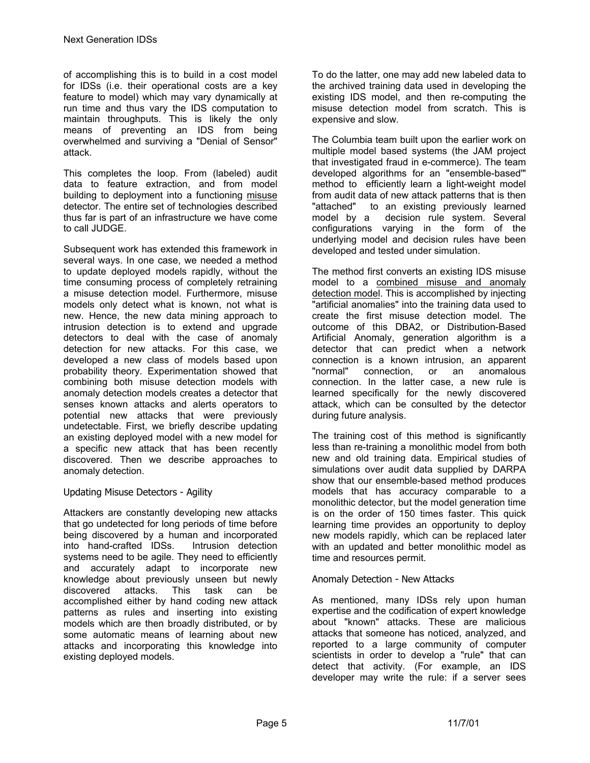of accomplishing this is to build in a cost model for IDSs (i.e. their operational costs are a key feature to model) which may vary dynamically at run time and thus vary the IDS computation to maintain throughputs. This is likely the only means of preventing an IDS from being overwhelmed and surviving a "Denial of Sensor" attack.

This completes the loop. From (labeled) audit data to feature extraction, and from model building to deployment into a functioning misuse detector. The entire set of technologies described thus far is part of an infrastructure we have come to call JUDGE.

Subsequent work has extended this framework in several ways. In one case, we needed a method to update deployed models rapidly, without the time consuming process of completely retraining a misuse detection model. Furthermore, misuse models only detect what is known, not what is new. Hence, the new data mining approach to intrusion detection is to extend and upgrade detectors to deal with the case of anomaly detection for new attacks. For this case, we developed a new class of models based upon probability theory. Experimentation showed that combining both misuse detection models with anomaly detection models creates a detector that senses known attacks and alerts operators to potential new attacks that were previously undetectable. First, we briefly describe updating an existing deployed model with a new model for a specific new attack that has been recently discovered. Then we describe approaches to anomaly detection.

### Updating Misuse Detectors - Agility

Attackers are constantly developing new attacks that go undetected for long periods of time before being discovered by a human and incorporated into hand-crafted IDSs. Intrusion detection systems need to be agile. They need to efficiently and accurately adapt to incorporate new knowledge about previously unseen but newly discovered attacks. This task can be accomplished either by hand coding new attack patterns as rules and inserting into existing models which are then broadly distributed, or by some automatic means of learning about new attacks and incorporating this knowledge into existing deployed models.

To do the latter, one may add new labeled data to the archived training data used in developing the existing IDS model, and then re-computing the misuse detection model from scratch. This is expensive and slow.

The Columbia team built upon the earlier work on multiple model based systems (the JAM project that investigated fraud in e-commerce). The team developed algorithms for an "ensemble-based'" method to efficiently learn a light-weight model from audit data of new attack patterns that is then "attached" to an existing previously learned model by a decision rule system. Several configurations varying in the form of the underlying model and decision rules have been developed and tested under simulation.

The method first converts an existing IDS misuse model to a combined misuse and anomaly detection model. This is accomplished by injecting "artificial anomalies" into the training data used to create the first misuse detection model. The outcome of this DBA2, or Distribution-Based Artificial Anomaly, generation algorithm is a detector that can predict when a network connection is a known intrusion, an apparent "normal" connection, or an anomalous connection. In the latter case, a new rule is learned specifically for the newly discovered attack, which can be consulted by the detector during future analysis.

The training cost of this method is significantly less than re-training a monolithic model from both new and old training data. Empirical studies of simulations over audit data supplied by DARPA show that our ensemble-based method produces models that has accuracy comparable to a monolithic detector, but the model generation time is on the order of 150 times faster. This quick learning time provides an opportunity to deploy new models rapidly, which can be replaced later with an updated and better monolithic model as time and resources permit.

### Anomaly Detection - New Attacks

As mentioned, many IDSs rely upon human expertise and the codification of expert knowledge about "known" attacks. These are malicious attacks that someone has noticed, analyzed, and reported to a large community of computer scientists in order to develop a "rule" that can detect that activity. (For example, an IDS developer may write the rule: if a server sees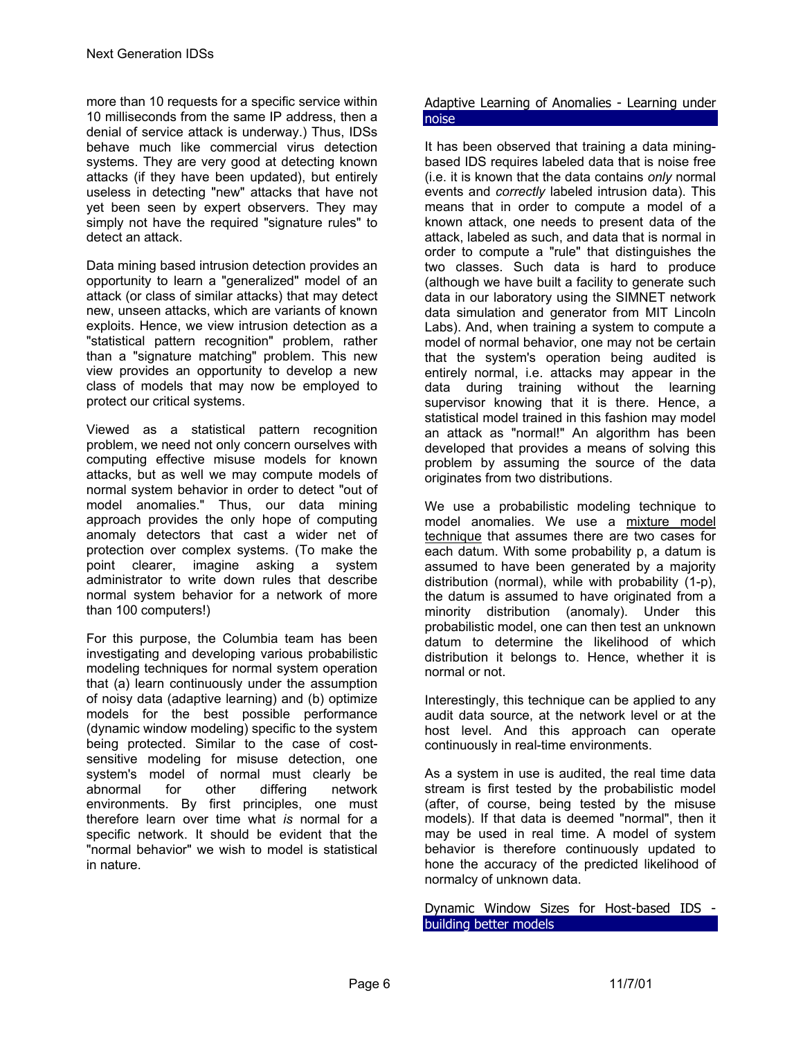more than 10 requests for a specific service within 10 milliseconds from the same IP address, then a denial of service attack is underway.) Thus, IDSs behave much like commercial virus detection systems. They are very good at detecting known attacks (if they have been updated), but entirely useless in detecting "new" attacks that have not yet been seen by expert observers. They may simply not have the required "signature rules" to detect an attack.

Data mining based intrusion detection provides an opportunity to learn a "generalized" model of an attack (or class of similar attacks) that may detect new, unseen attacks, which are variants of known exploits. Hence, we view intrusion detection as a "statistical pattern recognition" problem, rather than a "signature matching" problem. This new view provides an opportunity to develop a new class of models that may now be employed to protect our critical systems.

Viewed as a statistical pattern recognition problem, we need not only concern ourselves with computing effective misuse models for known attacks, but as well we may compute models of normal system behavior in order to detect "out of model anomalies." Thus, our data mining approach provides the only hope of computing anomaly detectors that cast a wider net of protection over complex systems. (To make the point clearer, imagine asking a system administrator to write down rules that describe normal system behavior for a network of more than 100 computers!)

For this purpose, the Columbia team has been investigating and developing various probabilistic modeling techniques for normal system operation that (a) learn continuously under the assumption of noisy data (adaptive learning) and (b) optimize models for the best possible performance (dynamic window modeling) specific to the system being protected. Similar to the case of cost-sensitive modeling for misuse detection, one system's model of normal must clearly be abnormal for other differing network environments. By first principles, one must therefore learn over time what *is* normal for a specific network. It should be evident that the "normal behavior" we wish to model is statistical in nature.

## Adaptive Learning of Anomalies - Learning under noise

It has been observed that training a data mining-based IDS requires labeled data that is noise free (i.e. it is known that the data contains *only* normal events and *correctly* labeled intrusion data). This means that in order to compute a model of a known attack, one needs to present data of the attack, labeled as such, and data that is normal in order to compute a "rule" that distinguishes the two classes. Such data is hard to produce (although we have built a facility to generate such data in our laboratory using the SIMNET network data simulation and generator from MIT Lincoln Labs). And, when training a system to compute a model of normal behavior, one may not be certain that the system's operation being audited is entirely normal, i.e. attacks may appear in the data during training without the learning supervisor knowing that it is there. Hence, a statistical model trained in this fashion may model an attack as "normal!" An algorithm has been developed that provides a means of solving this problem by assuming the source of the data originates from two distributions.

We use a probabilistic modeling technique to model anomalies. We use a mixture model technique that assumes there are two cases for each datum. With some probability p, a datum is assumed to have been generated by a majority distribution (normal), while with probability (1-p), the datum is assumed to have originated from a minority distribution (anomaly). Under this probabilistic model, one can then test an unknown datum to determine the likelihood of which distribution it belongs to. Hence, whether it is normal or not.

Interestingly, this technique can be applied to any audit data source, at the network level or at the host level. And this approach can operate continuously in real-time environments.

As a system in use is audited, the real time data stream is first tested by the probabilistic model (after, of course, being tested by the misuse models). If that data is deemed "normal", then it may be used in real time. A model of system behavior is therefore continuously updated to hone the accuracy of the predicted likelihood of normalcy of unknown data.

## Dynamic Window Sizes for Host-based IDS - building better models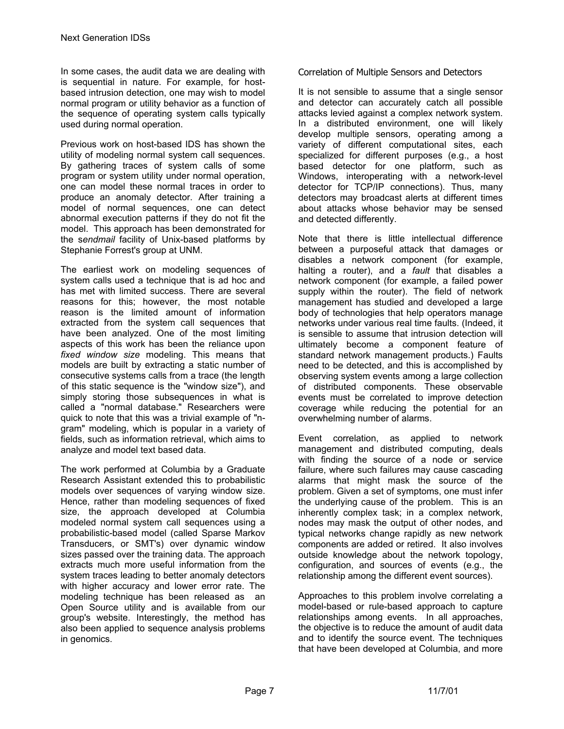In some cases, the audit data we are dealing with is sequential in nature. For example, for host-based intrusion detection, one may wish to model normal program or utility behavior as a function of the sequence of operating system calls typically used during normal operation.

Previous work on host-based IDS has shown the utility of modeling normal system call sequences. By gathering traces of system calls of some program or system utility under normal operation, one can model these normal traces in order to produce an anomaly detector. After training a model of normal sequences, one can detect abnormal execution patterns if they do not fit the model. This approach has been demonstrated for the s*endmail* facility of Unix-based platforms by Stephanie Forrest's group at UNM.

The earliest work on modeling sequences of system calls used a technique that is ad hoc and has met with limited success. There are several reasons for this; however, the most notable reason is the limited amount of information extracted from the system call sequences that have been analyzed. One of the most limiting aspects of this work has been the reliance upon *fixed window size* modeling. This means that models are built by extracting a static number of consecutive systems calls from a trace (the length of this static sequence is the "window size"), and simply storing those subsequences in what is called a "normal database." Researchers were quick to note that this was a trivial example of "n-gram" modeling, which is popular in a variety of fields, such as information retrieval, which aims to analyze and model text based data.

The work performed at Columbia by a Graduate Research Assistant extended this to probabilistic models over sequences of varying window size. Hence, rather than modeling sequences of fixed size, the approach developed at Columbia modeled normal system call sequences using a probabilistic-based model (called Sparse Markov Transducers, or SMT's) over dynamic window sizes passed over the training data. The approach extracts much more useful information from the system traces leading to better anomaly detectors with higher accuracy and lower error rate. The modeling technique has been released as an Open Source utility and is available from our group's website. Interestingly, the method has also been applied to sequence analysis problems in genomics.

## Correlation of Multiple Sensors and Detectors

It is not sensible to assume that a single sensor and detector can accurately catch all possible attacks levied against a complex network system. In a distributed environment, one will likely develop multiple sensors, operating among a variety of different computational sites, each specialized for different purposes (e.g., a host based detector for one platform, such as Windows, interoperating with a network-level detector for TCP/IP connections). Thus, many detectors may broadcast alerts at different times about attacks whose behavior may be sensed and detected differently.

Note that there is little intellectual difference between a purposeful attack that damages or disables a network component (for example, halting a router), and a *fault* that disables a network component (for example, a failed power supply within the router). The field of network management has studied and developed a large body of technologies that help operators manage networks under various real time faults. (Indeed, it is sensible to assume that intrusion detection will ultimately become a component feature of standard network management products.) Faults need to be detected, and this is accomplished by observing system events among a large collection of distributed components. These observable events must be correlated to improve detection coverage while reducing the potential for an overwhelming number of alarms.

Event correlation, as applied to network management and distributed computing, deals with finding the source of a node or service failure, where such failures may cause cascading alarms that might mask the source of the problem. Given a set of symptoms, one must infer the underlying cause of the problem. This is an inherently complex task; in a complex network, nodes may mask the output of other nodes, and typical networks change rapidly as new network components are added or retired. It also involves outside knowledge about the network topology, configuration, and sources of events (e.g., the relationship among the different event sources).

Approaches to this problem involve correlating a model-based or rule-based approach to capture relationships among events. In all approaches, the objective is to reduce the amount of audit data and to identify the source event. The techniques that have been developed at Columbia, and more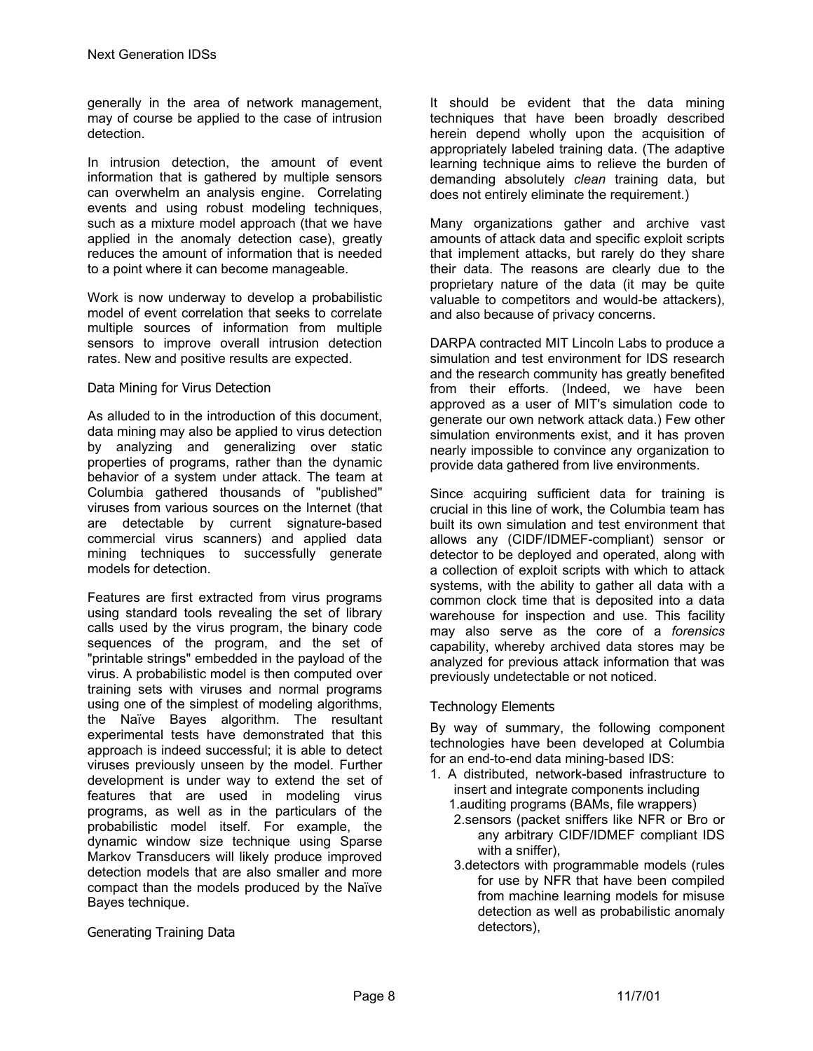generally in the area of network management, may of course be applied to the case of intrusion detection.

In intrusion detection, the amount of event information that is gathered by multiple sensors can overwhelm an analysis engine. Correlating events and using robust modeling techniques, such as a mixture model approach (that we have applied in the anomaly detection case), greatly reduces the amount of information that is needed to a point where it can become manageable.

Work is now underway to develop a probabilistic model of event correlation that seeks to correlate multiple sources of information from multiple sensors to improve overall intrusion detection rates. New and positive results are expected.

### Data Mining for Virus Detection

As alluded to in the introduction of this document, data mining may also be applied to virus detection by analyzing and generalizing over static properties of programs, rather than the dynamic behavior of a system under attack. The team at Columbia gathered thousands of "published" viruses from various sources on the Internet (that are detectable by current signature-based commercial virus scanners) and applied data mining techniques to successfully generate models for detection.

Features are first extracted from virus programs using standard tools revealing the set of library calls used by the virus program, the binary code sequences of the program, and the set of "printable strings" embedded in the payload of the virus. A probabilistic model is then computed over training sets with viruses and normal programs using one of the simplest of modeling algorithms, the Naïve Bayes algorithm. The resultant experimental tests have demonstrated that this approach is indeed successful; it is able to detect viruses previously unseen by the model. Further development is under way to extend the set of features that are used in modeling virus programs, as well as in the particulars of the probabilistic model itself. For example, the dynamic window size technique using Sparse Markov Transducers will likely produce improved detection models that are also smaller and more compact than the models produced by the Naïve Bayes technique.

### Generating Training Data

It should be evident that the data mining techniques that have been broadly described herein depend wholly upon the acquisition of appropriately labeled training data. (The adaptive learning technique aims to relieve the burden of demanding absolutely *clean* training data, but does not entirely eliminate the requirement.)

Many organizations gather and archive vast amounts of attack data and specific exploit scripts that implement attacks, but rarely do they share their data. The reasons are clearly due to the proprietary nature of the data (it may be quite valuable to competitors and would-be attackers), and also because of privacy concerns.

DARPA contracted MIT Lincoln Labs to produce a simulation and test environment for IDS research and the research community has greatly benefited from their efforts. (Indeed, we have been approved as a user of MIT's simulation code to generate our own network attack data.) Few other simulation environments exist, and it has proven nearly impossible to convince any organization to provide data gathered from live environments.

Since acquiring sufficient data for training is crucial in this line of work, the Columbia team has built its own simulation and test environment that allows any (CIDF/IDMEF-compliant) sensor or detector to be deployed and operated, along with a collection of exploit scripts with which to attack systems, with the ability to gather all data with a common clock time that is deposited into a data warehouse for inspection and use. This facility may also serve as the core of a *forensics* capability, whereby archived data stores may be analyzed for previous attack information that was previously undetectable or not noticed.

### Technology Elements

By way of summary, the following component technologies have been developed at Columbia for an end-to-end data mining-based IDS:

1. A distributed, network-based infrastructure to insert and integrate components including
    1. auditing programs (BAMs, file wrappers)
    2. sensors (packet sniffers like NFR or Bro or any arbitrary CIDF/IDMEF compliant IDS with a sniffer),
    3. detectors with programmable models (rules for use by NFR that have been compiled from machine learning models for misuse detection as well as probabilistic anomaly detectors),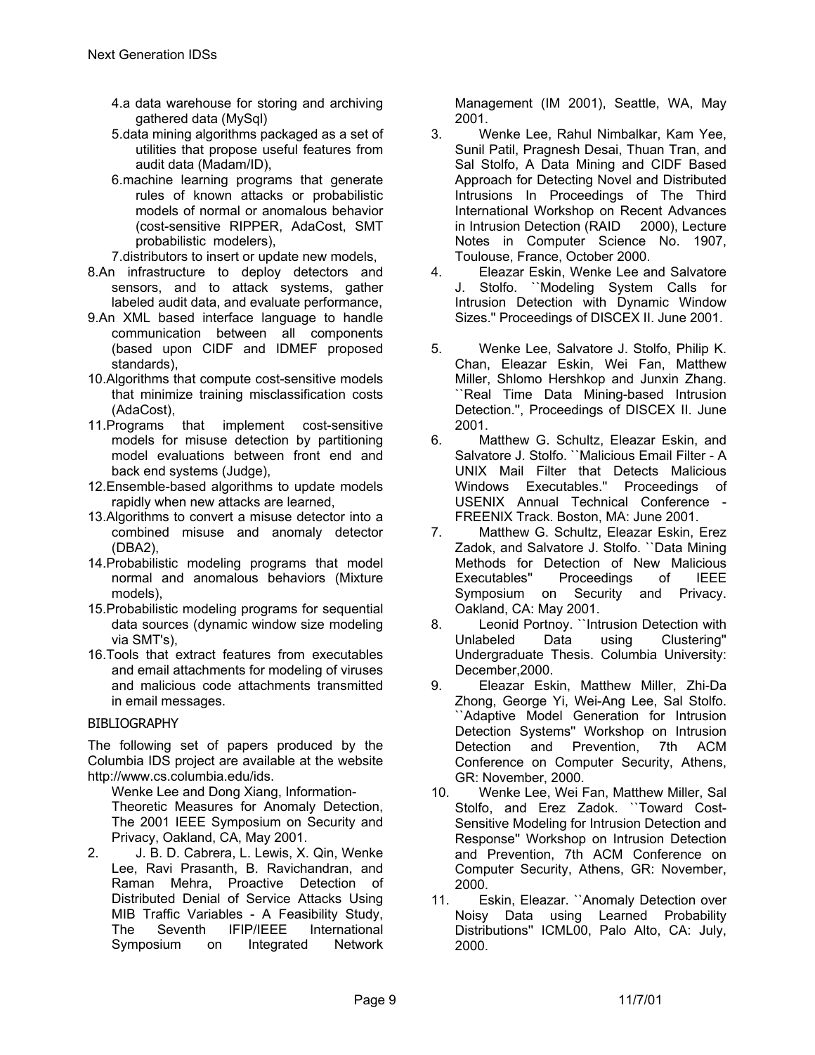4. a data warehouse for storing and archiving gathered data (MySql)
5. data mining algorithms packaged as a set of utilities that propose useful features from audit data (Madam/ID),
6. machine learning programs that generate rules of known attacks or probabilistic models of normal or anomalous behavior (cost-sensitive RIPPER, AdaCost, SMT probabilistic modelers),
7. distributors to insert or update new models,
8. An infrastructure to deploy detectors and sensors, and to attack systems, gather labeled audit data, and evaluate performance,
9. An XML based interface language to handle communication between all components (based upon CIDF and IDMEF proposed standards),
10. Algorithms that compute cost-sensitive models that minimize training misclassification costs (AdaCost),
11. Programs that implement cost-sensitive models for misuse detection by partitioning model evaluations between front end and back end systems (Judge),
12. Ensemble-based algorithms to update models rapidly when new attacks are learned,
13. Algorithms to convert a misuse detector into a combined misuse and anomaly detector (DBA2),
14. Probabilistic modeling programs that model normal and anomalous behaviors (Mixture models),
15. Probabilistic modeling programs for sequential data sources (dynamic window size modeling via SMT's),
16. Tools that extract features from executables and email attachments for modeling of viruses and malicious code attachments transmitted in email messages.

## BIBLIOGRAPHY

The following set of papers produced by the Columbia IDS project are available at the website http://www.cs.columbia.edu/ids.

1. Wenke Lee and Dong Xiang, Information-Theoretic Measures for Anomaly Detection, The 2001 IEEE Symposium on Security and Privacy, Oakland, CA, May 2001.
2. J. B. D. Cabrera, L. Lewis, X. Qin, Wenke Lee, Ravi Prasanth, B. Ravichandran, and Raman Mehra, Proactive Detection of Distributed Denial of Service Attacks Using MIB Traffic Variables - A Feasibility Study, The Seventh IFIP/IEEE International Symposium on Integrated Network Management (IM 2001), Seattle, WA, May 2001.
3. Wenke Lee, Rahul Nimbalkar, Kam Yee, Sunil Patil, Pragnesh Desai, Thuan Tran, and Sal Stolfo, A Data Mining and CIDF Based Approach for Detecting Novel and Distributed Intrusions In Proceedings of The Third International Workshop on Recent Advances in Intrusion Detection (RAID 2000), Lecture Notes in Computer Science No. 1907, Toulouse, France, October 2000.
4. Eleazar Eskin, Wenke Lee and Salvatore J. Stolfo. ``Modeling System Calls for Intrusion Detection with Dynamic Window Sizes.'' Proceedings of DISCEX II. June 2001.
5. Wenke Lee, Salvatore J. Stolfo, Philip K. Chan, Eleazar Eskin, Wei Fan, Matthew Miller, Shlomo Hershkop and Junxin Zhang. ``Real Time Data Mining-based Intrusion Detection.'', Proceedings of DISCEX II. June 2001.
6. Matthew G. Schultz, Eleazar Eskin, and Salvatore J. Stolfo. ``Malicious Email Filter - A UNIX Mail Filter that Detects Malicious Windows Executables.'' Proceedings of USENIX Annual Technical Conference - FREENIX Track. Boston, MA: June 2001.
7. Matthew G. Schultz, Eleazar Eskin, Erez Zadok, and Salvatore J. Stolfo. ``Data Mining Methods for Detection of New Malicious Executables'' Proceedings of IEEE Symposium on Security and Privacy. Oakland, CA: May 2001.
8. Leonid Portnoy. ``Intrusion Detection with Unlabeled Data using Clustering'' Undergraduate Thesis. Columbia University: December,2000.
9. Eleazar Eskin, Matthew Miller, Zhi-Da Zhong, George Yi, Wei-Ang Lee, Sal Stolfo. ``Adaptive Model Generation for Intrusion Detection Systems'' Workshop on Intrusion Detection and Prevention, 7th ACM Conference on Computer Security, Athens, GR: November, 2000.
10. Wenke Lee, Wei Fan, Matthew Miller, Sal Stolfo, and Erez Zadok. ``Toward Cost-Sensitive Modeling for Intrusion Detection and Response'' Workshop on Intrusion Detection and Prevention, 7th ACM Conference on Computer Security, Athens, GR: November, 2000.
11. Eskin, Eleazar. ``Anomaly Detection over Noisy Data using Learned Probability Distributions'' ICML00, Palo Alto, CA: July, 2000.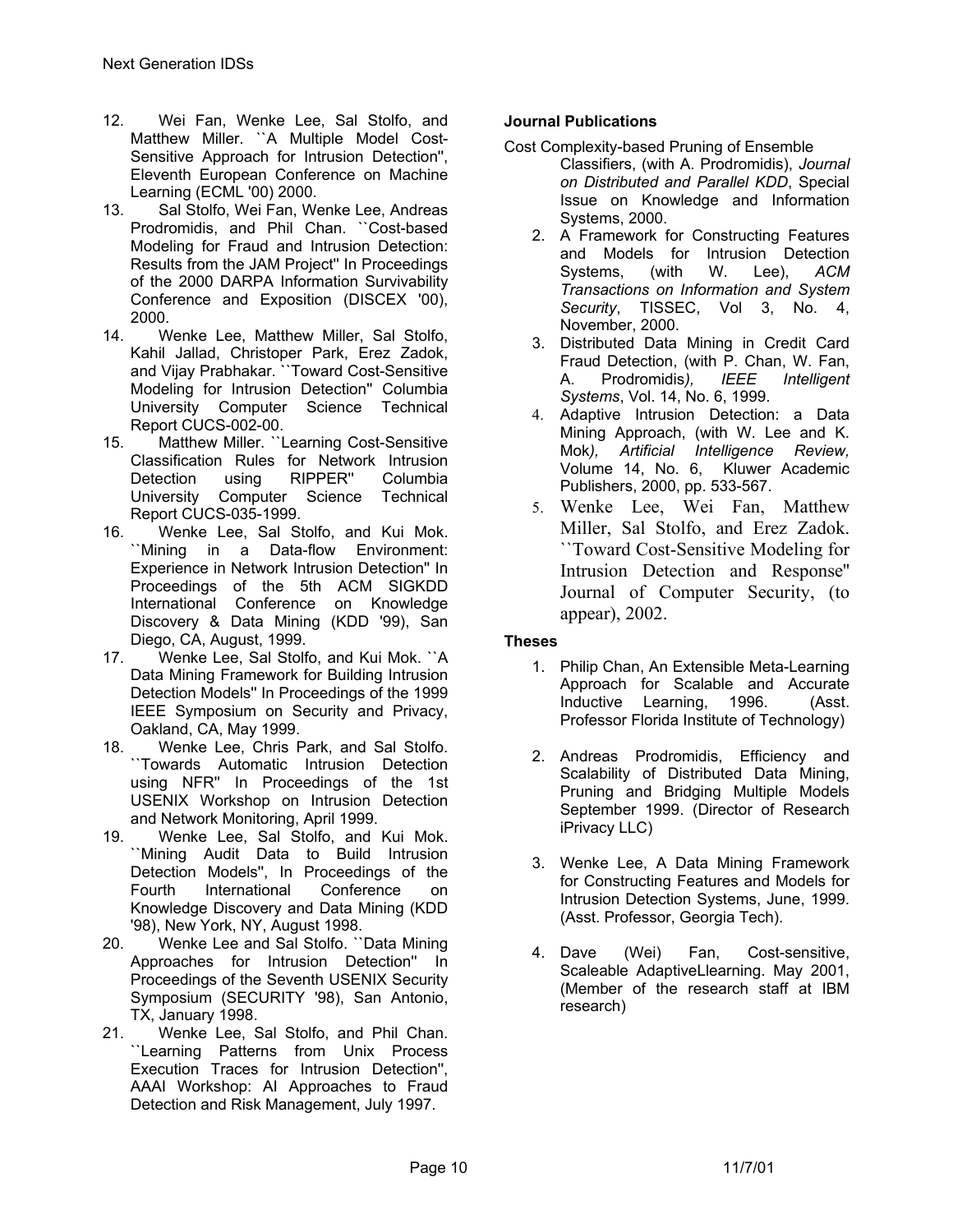12. Wei Fan, Wenke Lee, Sal Stolfo, and Matthew Miller. ``A Multiple Model Cost-Sensitive Approach for Intrusion Detection'', Eleventh European Conference on Machine Learning (ECML '00) 2000.
13. Sal Stolfo, Wei Fan, Wenke Lee, Andreas Prodromidis, and Phil Chan. ``Cost-based Modeling for Fraud and Intrusion Detection: Results from the JAM Project'' In Proceedings of the 2000 DARPA Information Survivability Conference and Exposition (DISCEX '00), 2000.
14. Wenke Lee, Matthew Miller, Sal Stolfo, Kahil Jallad, Christoper Park, Erez Zadok, and Vijay Prabhakar. ``Toward Cost-Sensitive Modeling for Intrusion Detection'' Columbia University Computer Science Technical Report CUCS-002-00.
15. Matthew Miller. ``Learning Cost-Sensitive Classification Rules for Network Intrusion Detection using RIPPER'' Columbia University Computer Science Technical Report CUCS-035-1999.
16. Wenke Lee, Sal Stolfo, and Kui Mok. ``Mining in a Data-flow Environment: Experience in Network Intrusion Detection'' In Proceedings of the 5th ACM SIGKDD International Conference on Knowledge Discovery & Data Mining (KDD '99), San Diego, CA, August, 1999.
17. Wenke Lee, Sal Stolfo, and Kui Mok. ``A Data Mining Framework for Building Intrusion Detection Models'' In Proceedings of the 1999 IEEE Symposium on Security and Privacy, Oakland, CA, May 1999.
18. Wenke Lee, Chris Park, and Sal Stolfo. ``Towards Automatic Intrusion Detection using NFR'' In Proceedings of the 1st USENIX Workshop on Intrusion Detection and Network Monitoring, April 1999.
19. Wenke Lee, Sal Stolfo, and Kui Mok. ``Mining Audit Data to Build Intrusion Detection Models'', In Proceedings of the Fourth International Conference on Knowledge Discovery and Data Mining (KDD '98), New York, NY, August 1998.
20. Wenke Lee and Sal Stolfo. ``Data Mining Approaches for Intrusion Detection'' In Proceedings of the Seventh USENIX Security Symposium (SECURITY '98), San Antonio, TX, January 1998.
21. Wenke Lee, Sal Stolfo, and Phil Chan. ``Learning Patterns from Unix Process Execution Traces for Intrusion Detection'', AAAI Workshop: AI Approaches to Fraud Detection and Risk Management, July 1997.

**Journal Publications**

Cost Complexity-based Pruning of Ensemble Classifiers, (with A. Prodromidis), *Journal on Distributed and Parallel KDD*, Special Issue on Knowledge and Information Systems, 2000.

2. A Framework for Constructing Features and Models for Intrusion Detection Systems, (with W. Lee), *ACM Transactions on Information and System Security*, TISSEC, Vol 3, No. 4, November, 2000.
3. Distributed Data Mining in Credit Card Fraud Detection, (with P. Chan, W. Fan, A. Prodromidis*), IEEE Intelligent Systems*, Vol. 14, No. 6, 1999.
4. Adaptive Intrusion Detection: a Data Mining Approach, (with W. Lee and K. Mok*), Artificial Intelligence Review,* Volume 14, No. 6, Kluwer Academic Publishers, 2000, pp. 533-567.
5. Wenke Lee, Wei Fan, Matthew Miller, Sal Stolfo, and Erez Zadok. ``Toward Cost-Sensitive Modeling for Intrusion Detection and Response'' Journal of Computer Security, (to appear), 2002.

**Theses**

1. Philip Chan, An Extensible Meta-Learning Approach for Scalable and Accurate Inductive Learning, 1996. (Asst. Professor Florida Institute of Technology)
2. Andreas Prodromidis, Efficiency and Scalability of Distributed Data Mining, Pruning and Bridging Multiple Models September 1999. (Director of Research iPrivacy LLC)
3. Wenke Lee, A Data Mining Framework for Constructing Features and Models for Intrusion Detection Systems, June, 1999. (Asst. Professor, Georgia Tech).
4. Dave (Wei) Fan, Cost-sensitive, Scaleable AdaptiveLlearning. May 2001, (Member of the research staff at IBM research)